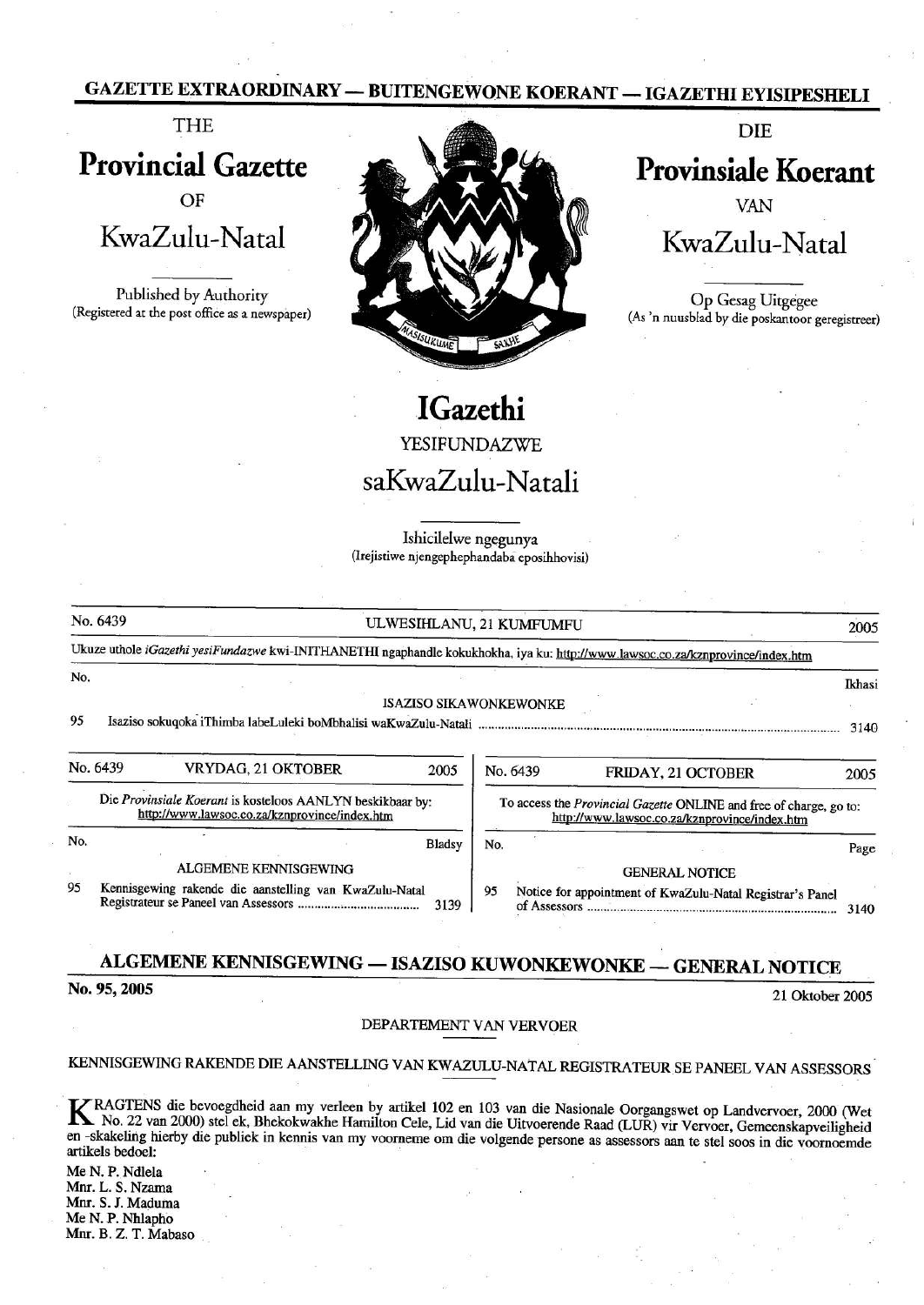**GAZETTE EXTRAORDINARY — BUITENGEWONE KOERANT — IGAZETHI EYISIPESHELI**

THE

# Provincial Gazette

OF

# KwaZulu-Natal

Published by Authority
(Registered at the post office as a newspaper)

DIE

# Provinsiale Koerant

VAN

# KwaZulu-Natal

Op Gesag Uitgegee
(As 'n nuusblad by die poskantoor geregistreer)

# IGazethi

YESIFUNDAZWE

# saKwaZulu-Natali

Ishicilelwe ngegunya
(Irejistiwe njengephephandaba eposihhovisi)

No. 6439 — ULWESIHLANU, 21 KUMFUMFU — 2005

Ukuze uthole *iGazethi yesiFundazwe* kwi-INITHANETHI ngaphandle kokukhokha, iya ku: http://www.lawsoc.co.za/kznprovince/index.htm

| No. | | Ikhasi |
|---|---|---|
| | ISAZISO SIKAWONKEWONKE | |
| 95 | Isaziso sokuqoka iThimba labeLuleki boMbhalisi waKwaZulu-Natali | 3140 |

No. 6439 — VRYDAG, 21 OKTOBER — 2005

Die *Provinsiale Koerant* is kosteloos AANLYN beskikbaar by: http://www.lawsoc.co.za/kznprovince/index.htm

| No. | | Bladsy |
|---|---|---|
| | ALGEMENE KENNISGEWING | |
| 95 | Kennisgewing rakende die aanstelling van KwaZulu-Natal Registrateur se Paneel van Assessors | 3139 |

No. 6439 — FRIDAY, 21 OCTOBER — 2005

To access the *Provincial Gazette* ONLINE and free of charge, go to: http://www.lawsoc.co.za/kznprovince/index.htm

| No. | | Page |
|---|---|---|
| | GENERAL NOTICE | |
| 95 | Notice for appointment of KwaZulu-Natal Registrar's Panel of Assessors | 3140 |

## ALGEMENE KENNISGEWING — ISAZISO KUWONKEWONKE — GENERAL NOTICE

**No. 95, 2005** — 21 Oktober 2005

DEPARTEMENT VAN VERVOER

KENNISGEWING RAKENDE DIE AANSTELLING VAN KWAZULU-NATAL REGISTRATEUR SE PANEEL VAN ASSESSORS

KRAGTENS die bevoegdheid aan my verleen by artikel 102 en 103 van die Nasionale Oorgangswet op Landvervoer, 2000 (Wet No. 22 van 2000) stel ek, Bhekokwakhe Hamilton Cele, Lid van die Uitvoerende Raad (LUR) vir Vervoer, Gemeenskapveiligheid en -skakeling hierby die publiek in kennis van my voorneme om die volgende persone as assessors aan te stel soos in die voornoemde artikels bedoel:

Me N. P. Ndlela
Mnr. L. S. Nzama
Mnr. S. J. Maduma
Me N. P. Nhlapho
Mnr. B. Z. T. Mabaso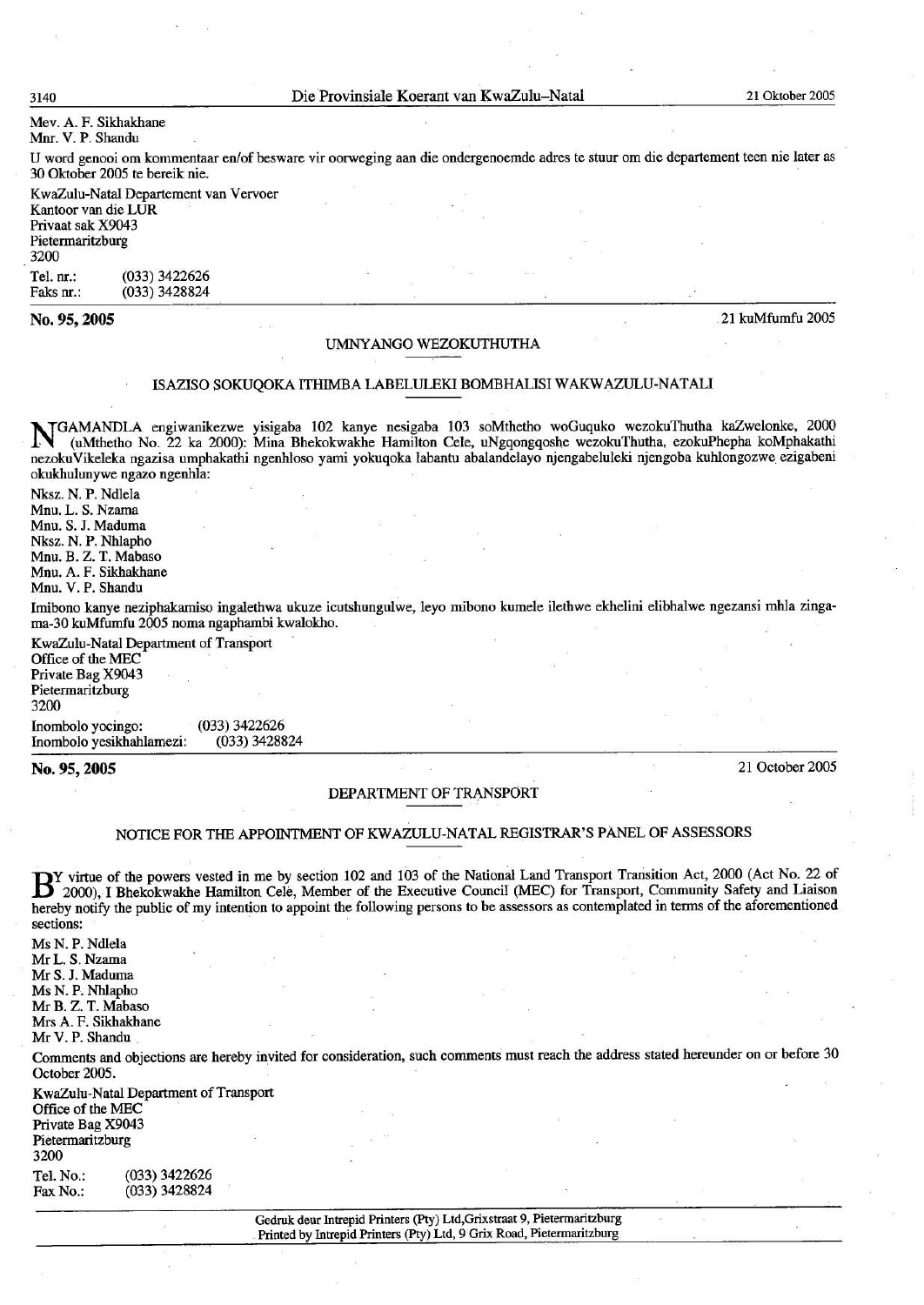Mev. A. F. Sikhakhane
Mnr. V. P. Shandu

U word genooi om kommentaar en/of besware vir oorweging aan die ondergenoemde adres te stuur om die departement teen nie later as 30 Oktober 2005 te bereik nie.

KwaZulu-Natal Departement van Vervoer
Kantoor van die LUR
Privaat sak X9043
Pietermaritzburg
3200

Tel. nr.: (033) 3422626
Faks nr.: (033) 3428824

---

**No. 95, 2005** 21 kuMfumfu 2005

## UMNYANGO WEZOKUTHUTHA

### ISAZISO SOKUQOKA ITHIMBA LABELULEKI BOMBHALISI WAKWAZULU-NATALI

NGAMANDLA engiwanikezwe yisigaba 102 kanye nesigaba 103 soMthetho woGuquko wezokuThutha kaZwelonke, 2000 (uMthetho No. 22 ka 2000): Mina Bhekokwakhe Hamilton Cele, uNgqongqoshe wezokuThutha, ezokuPhepha koMphakathi nezokuVikeleka ngazisa umphakathi ngenhloso yami yokuqoka labantu abalandelayo njengabeluleki njengoba kuhlongozwe ezigabeni okukhulunywe ngazo ngenhla:

Nksz. N. P. Ndlela
Mnu. L. S. Nzama
Mnu. S. J. Maduma
Nksz. N. P. Nhlapho
Mnu. B. Z. T. Mabaso
Mnu. A. F. Sikhakhane
Mnu. V. P. Shandu

Imibono kanye neziphakamiso ingalethwa ukuze icutshungulwe, leyo mibono kumele ilethwe ekhelini elibhalwe ngezansi mhla zinga-ma-30 kuMfumfu 2005 noma ngaphambi kwalokho.

KwaZulu-Natal Department of Transport
Office of the MEC
Private Bag X9043
Pietermaritzburg
3200

Inombolo yocingo: (033) 3422626
Inombolo yesikhahlamezi: (033) 3428824

---

**No. 95, 2005** 21 October 2005

## DEPARTMENT OF TRANSPORT

### NOTICE FOR THE APPOINTMENT OF KWAZULU-NATAL REGISTRAR'S PANEL OF ASSESSORS

BY virtue of the powers vested in me by section 102 and 103 of the National Land Transport Transition Act, 2000 (Act No. 22 of 2000), I Bhekokwakhe Hamilton Cele, Member of the Executive Council (MEC) for Transport, Community Safety and Liaison hereby notify the public of my intention to appoint the following persons to be assessors as contemplated in terms of the aforementioned sections:

Ms N. P. Ndlela
Mr L. S. Nzama
Mr S. J. Maduma
Ms N. P. Nhlapho
Mr B. Z. T. Mabaso
Mrs A. F. Sikhakhane
Mr V. P. Shandu

Comments and objections are hereby invited for consideration, such comments must reach the address stated hereunder on or before 30 October 2005.

KwaZulu-Natal Department of Transport
Office of the MEC
Private Bag X9043
Pietermaritzburg
3200

Tel. No.: (033) 3422626
Fax No.: (033) 3428824

---

Gedruk deur Intrepid Printers (Pty) Ltd, Grixstraat 9, Pietermaritzburg
Printed by Intrepid Printers (Pty) Ltd, 9 Grix Road, Pietermaritzburg